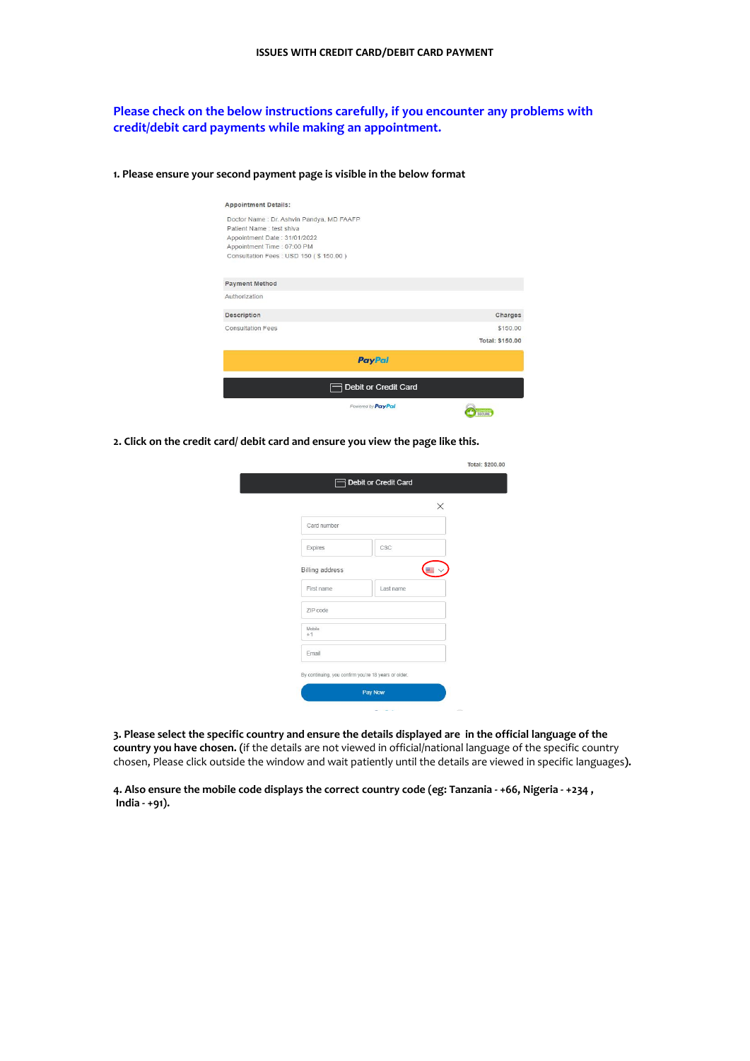ISSUES WITH CREDIT CARD/DEBIT CARD PAYMENT

**Please check on the below instructions carefully, if you encounter any problems with credit/debit card payments while making an appointment.**

**1. Please ensure your second payment page is visible in the below format**

**Appointment Details:**

Doctor Name : Dr. Ashvin Pandya, MD FAAFP
Patient Name : test shiva
Appointment Date : 31/01/2022
Appointment Time : 07:00 PM
Consultation Fees : USD 150 ( $ 150.00 )

| Payment Method | |
|---|---|
| Authorization | |

| Description | Charges |
|---|---|
| Consultation Fees | $150.00 |
| | Total: $150.00 |

PayPal

Debit or Credit Card

Powered by PayPal

**2. Click on the credit card/ debit card and ensure you view the page like this.**

Total: $200.00

Debit or Credit Card

Card number

Expires | CSC

Billing address

First name | Last name

ZIP code

Mobile +1

Email

By continuing, you confirm you're 18 years or older.

Pay Now

**3. Please select the specific country and ensure the details displayed are in the official language of the country you have chosen.** (if the details are not viewed in official/national language of the specific country chosen, Please click outside the window and wait patiently until the details are viewed in specific languages**).**

**4. Also ensure the mobile code displays the correct country code (eg: Tanzania - +66, Nigeria - +234 , India - +91).**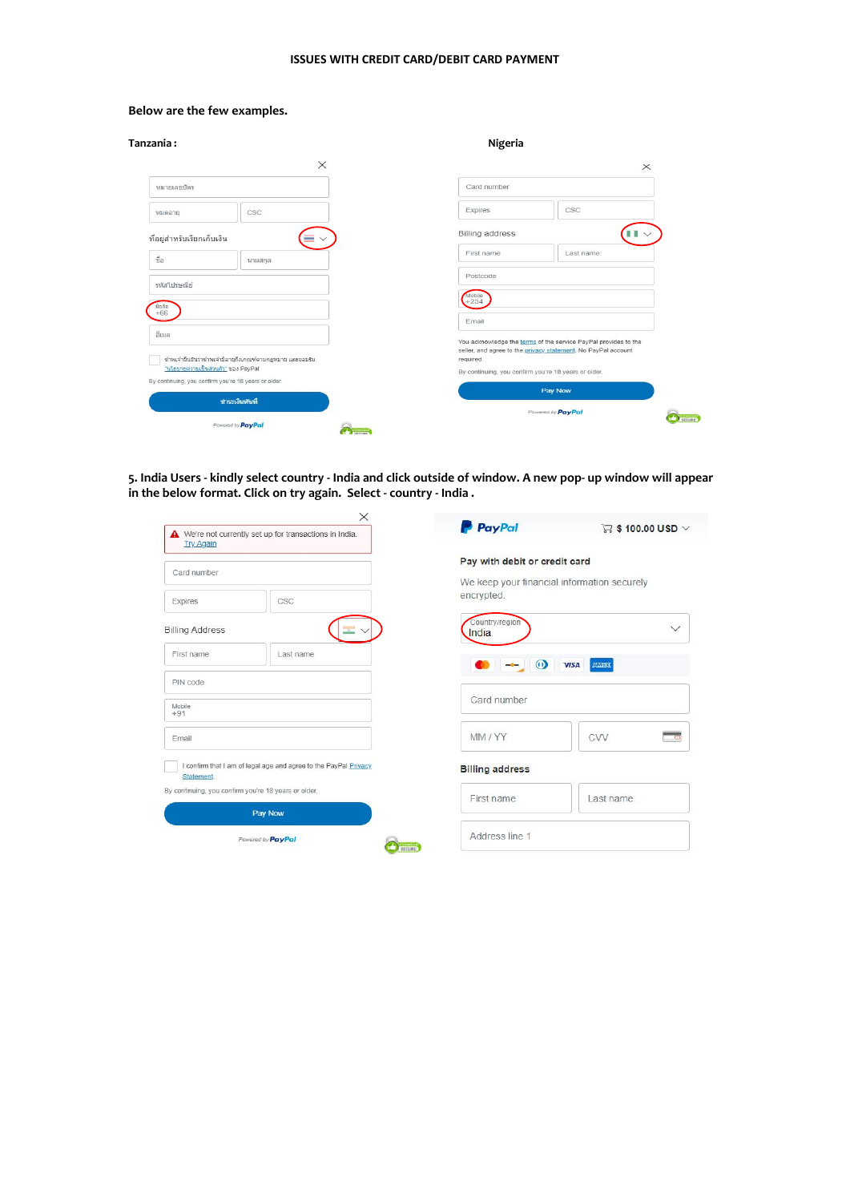### ISSUES WITH CREDIT CARD/DEBIT CARD PAYMENT

**Below are the few examples.**

**Tanzania :**

หมายเลขบัตร

หมดอายุ

CSC

ที่อยู่สำหรับเรียกเก็บเงิน

ชื่อ

นามสกุล

รหัสไปรษณีย์

มือถือ +66

อีเมล

By continuing, you confirm you're 18 years or older.

ชำระเงินทันที

Powered by PayPal

**Nigeria**

Card number

Expires

CSC

Billing address

First name

Last name

Postcode

Mobile +234

Email

You acknowledge the terms of the service PayPal provides to the seller, and agree to the privacy statement. No PayPal account required.

By continuing, you confirm you're 18 years or older.

Pay Now

Powered by PayPal

**5. India Users - kindly select country - India and click outside of window. A new pop- up window will appear in the below format. Click on try again. Select - country - India .**

We're not currently set up for transactions in India. Try Again

Card number

Expires

CSC

Billing Address

First name

Last name

PIN code

Mobile +91

Email

I confirm that I am of legal age and agree to the PayPal Privacy Statement.

By continuing, you confirm you're 18 years or older.

Pay Now

Powered by PayPal

PayPal

$ 100.00 USD

Pay with debit or credit card

We keep your financial information securely encrypted.

Country/region India

Card number

MM / YY

CVV

Billing address

First name

Last name

Address line 1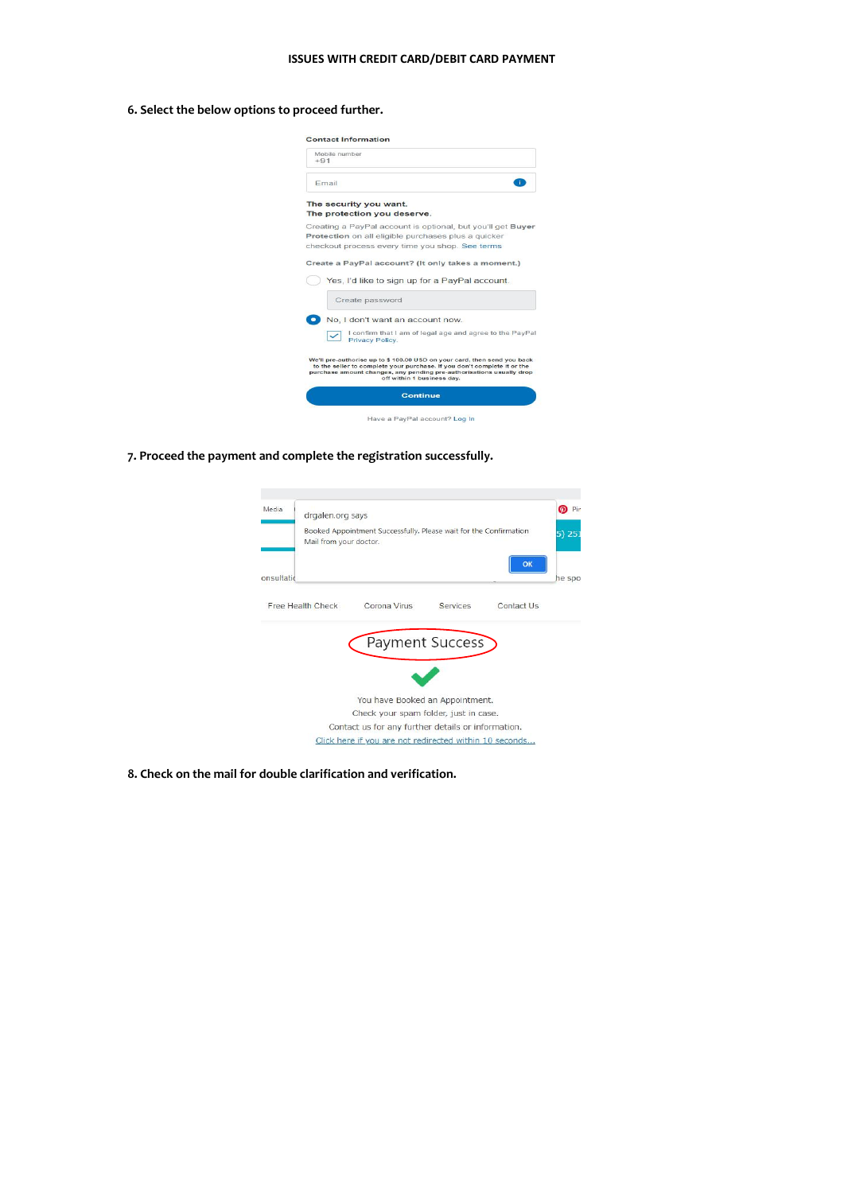**ISSUES WITH CREDIT CARD/DEBIT CARD PAYMENT**

**6. Select the below options to proceed further.**

**7. Proceed the payment and complete the registration successfully.**

**8. Check on the mail for double clarification and verification.**